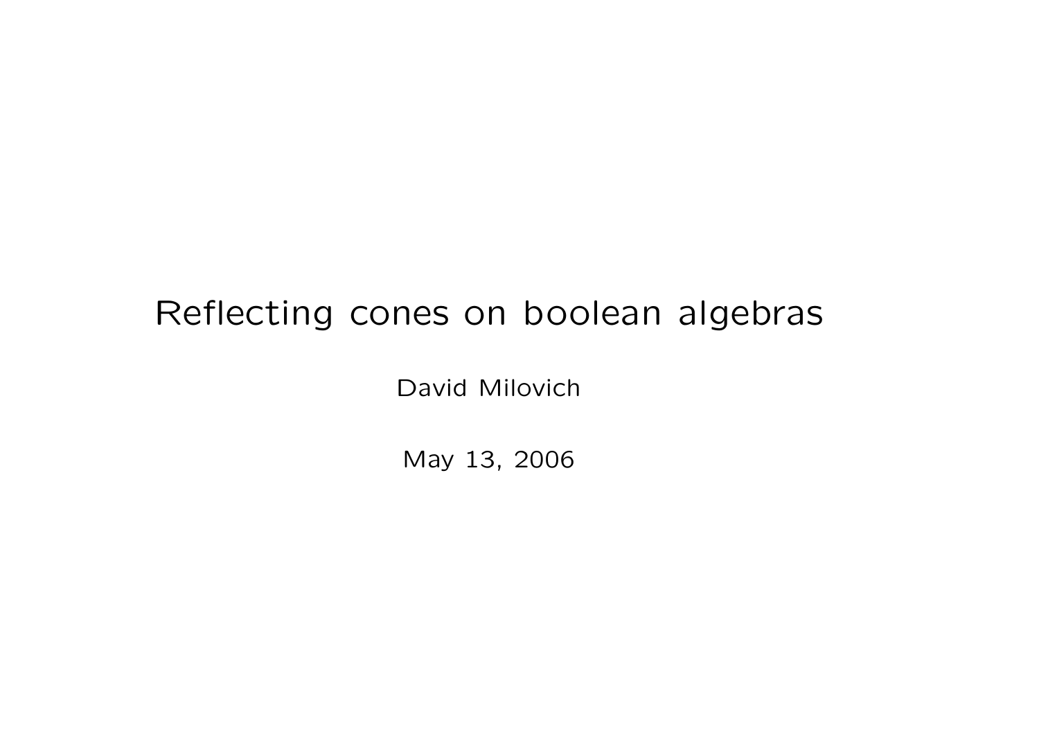# Reflecting cones on boolean algebras

David Milovich

May 13, 2006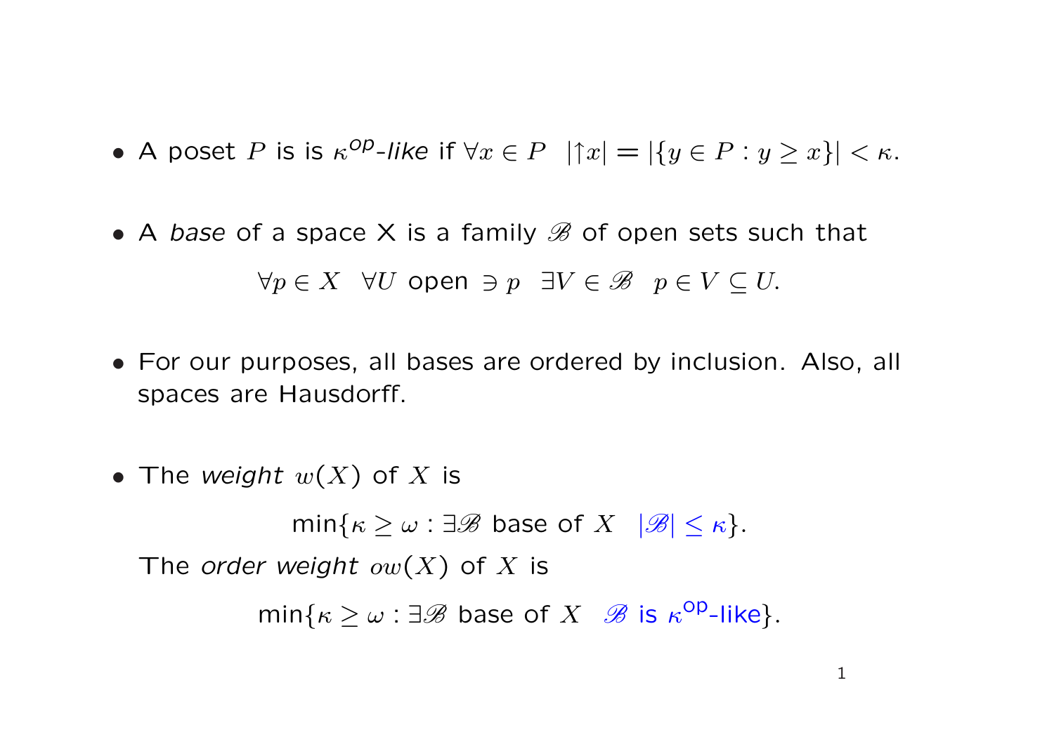- A poset $P$ is is $\kappa^{op}$*-like* if $\forall x \in P \;\; |{\uparrow}x| = |\{y \in P : y \geq x\}| < \kappa$.

- A *base* of a space X is a family $\mathscr{B}$ of open sets such that

$$\forall p \in X \;\; \forall U \text{ open } \ni p \;\; \exists V \in \mathscr{B} \;\; p \in V \subseteq U.$$

- For our purposes, all bases are ordered by inclusion. Also, all spaces are Hausdorff.

- The *weight* $w(X)$ of $X$ is

$$\min\{\kappa \geq \omega : \exists \mathscr{B} \text{ base of } X \;\; |\mathscr{B}| \leq \kappa\}.$$

  The *order weight* $ow(X)$ of $X$ is

$$\min\{\kappa \geq \omega : \exists \mathscr{B} \text{ base of } X \;\; \mathscr{B} \text{ is } \kappa^{\text{op}}\text{-like}\}.$$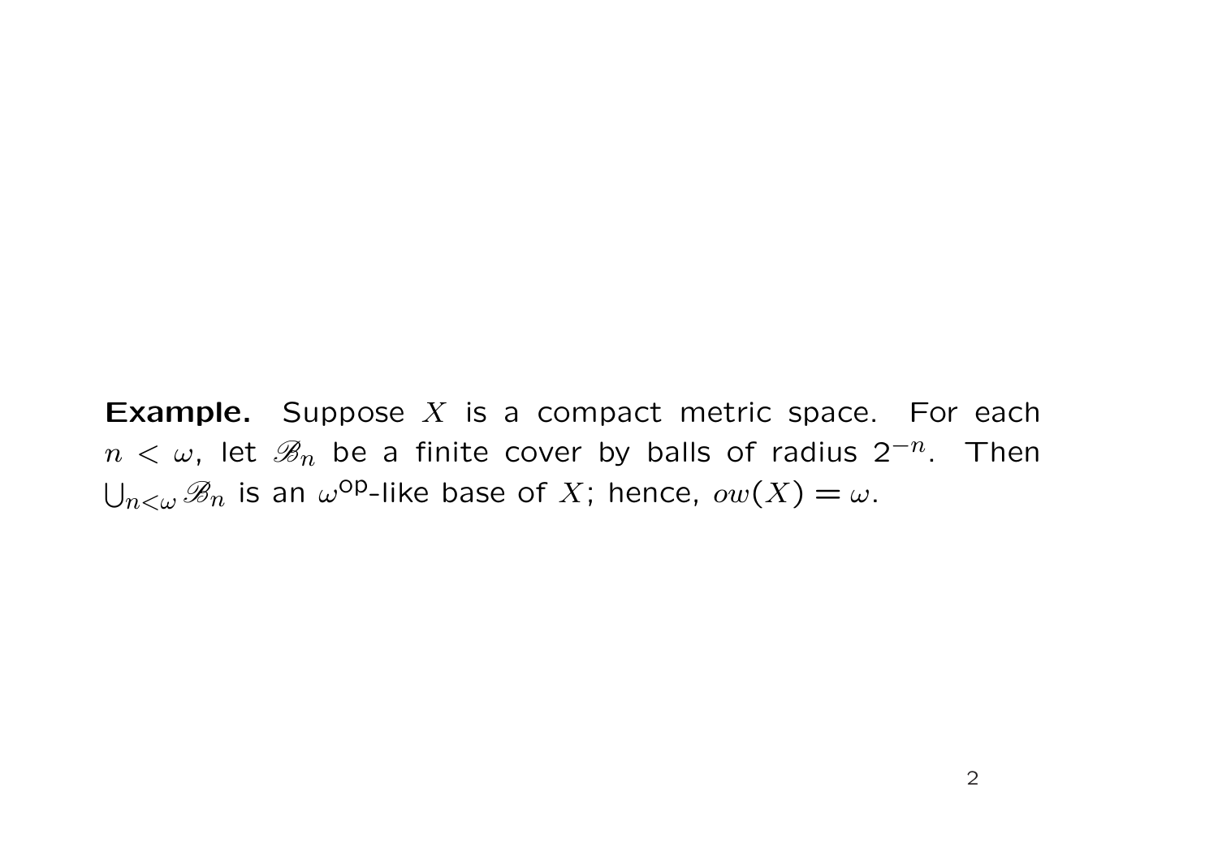**Example.** Suppose $X$ is a compact metric space. For each $n < \omega$, let $\mathscr{B}_n$ be a finite cover by balls of radius $2^{-n}$. Then $\bigcup_{n<\omega} \mathscr{B}_n$ is an $\omega^{\text{op}}$-like base of $X$; hence, $ow(X) = \omega$.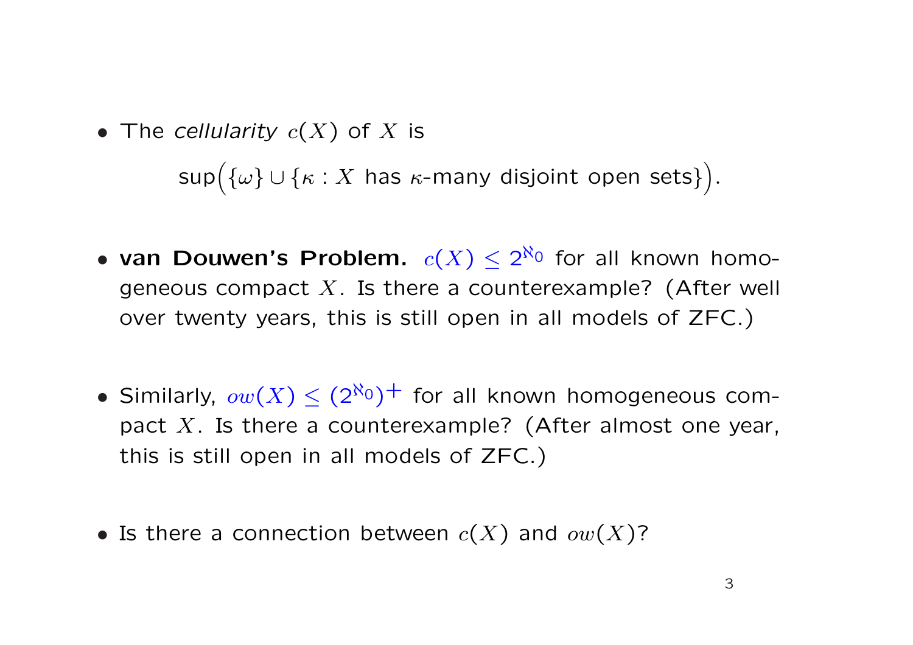- The *cellularity* $c(X)$ of $X$ is

$$\sup\Big(\{\omega\} \cup \{\kappa : X \text{ has } \kappa\text{-many disjoint open sets}\}\Big).$$

- **van Douwen's Problem.** $c(X) \leq 2^{\aleph_0}$ for all known homogeneous compact $X$. Is there a counterexample? (After well over twenty years, this is still open in all models of ZFC.)

- Similarly, $ow(X) \leq (2^{\aleph_0})^+$ for all known homogeneous compact $X$. Is there a counterexample? (After almost one year, this is still open in all models of ZFC.)

- Is there a connection between $c(X)$ and $ow(X)$?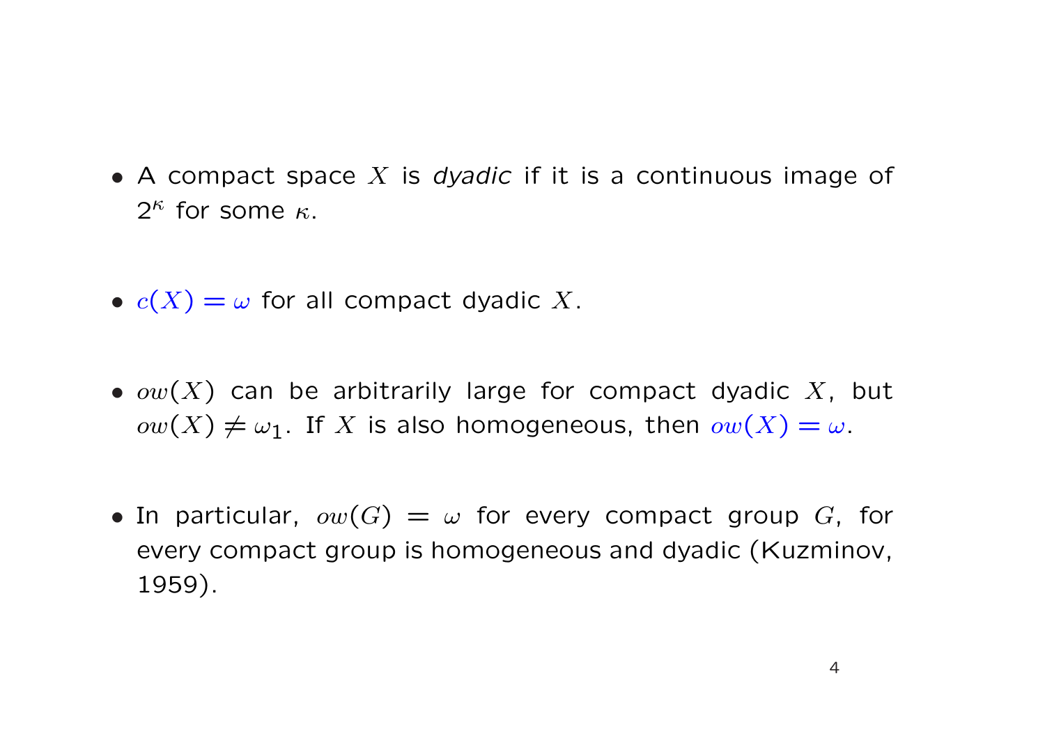- A compact space $X$ is *dyadic* if it is a continuous image of $2^\kappa$ for some $\kappa$.

- $c(X) = \omega$ for all compact dyadic $X$.

- $ow(X)$ can be arbitrarily large for compact dyadic $X$, but $ow(X) \neq \omega_1$. If $X$ is also homogeneous, then $ow(X) = \omega$.

- In particular, $ow(G) = \omega$ for every compact group $G$, for every compact group is homogeneous and dyadic (Kuzminov, 1959).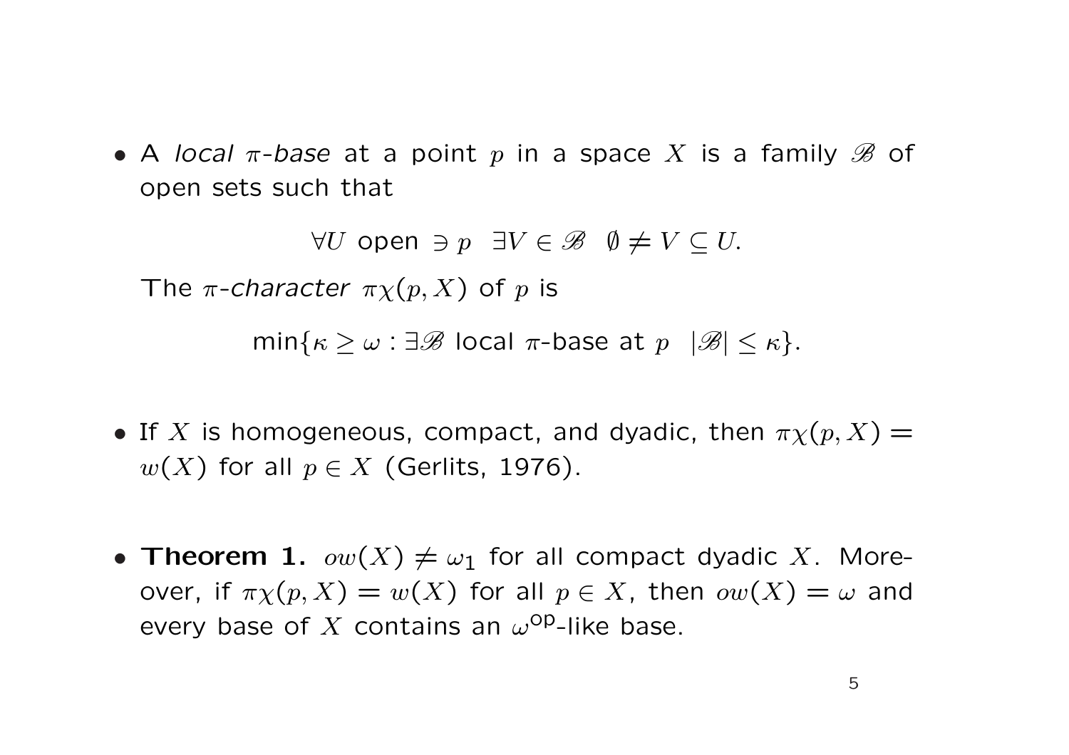- A *local* $\pi$*-base* at a point $p$ in a space $X$ is a family $\mathscr{B}$ of open sets such that

$$\forall U \text{ open} \ni p \;\; \exists V \in \mathscr{B} \;\; \emptyset \neq V \subseteq U.$$

  The $\pi$*-character* $\pi\chi(p, X)$ of $p$ is

$$\min\{\kappa \geq \omega : \exists \mathscr{B} \text{ local } \pi\text{-base at } p \;\; |\mathscr{B}| \leq \kappa\}.$$

- If $X$ is homogeneous, compact, and dyadic, then $\pi\chi(p, X) = w(X)$ for all $p \in X$ (Gerlits, 1976).

- **Theorem 1.** $ow(X) \neq \omega_1$ for all compact dyadic $X$. Moreover, if $\pi\chi(p, X) = w(X)$ for all $p \in X$, then $ow(X) = \omega$ and every base of $X$ contains an $\omega^{\text{op}}$-like base.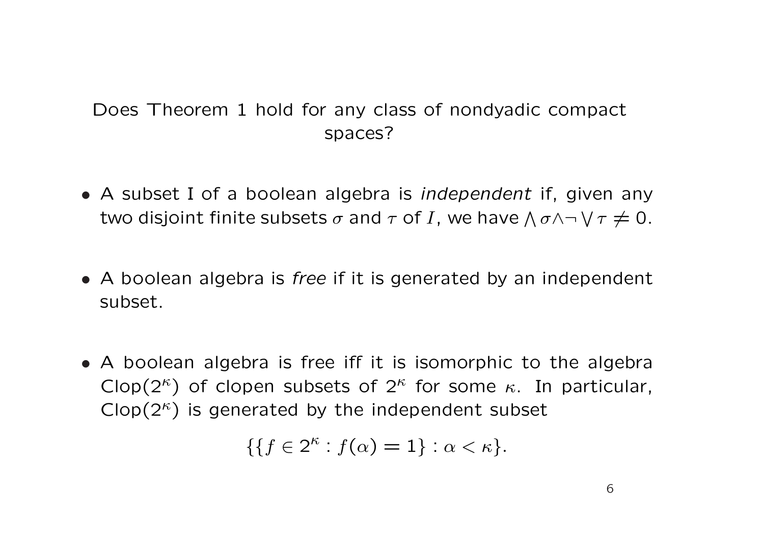Does Theorem 1 hold for any class of nondyadic compact spaces?

- A subset I of a boolean algebra is *independent* if, given any two disjoint finite subsets $\sigma$ and $\tau$ of $I$, we have $\bigwedge \sigma \wedge \neg \bigvee \tau \neq 0$.

- A boolean algebra is *free* if it is generated by an independent subset.

- A boolean algebra is free iff it is isomorphic to the algebra $\mathrm{Clop}(2^\kappa)$ of clopen subsets of $2^\kappa$ for some $\kappa$. In particular, $\mathrm{Clop}(2^\kappa)$ is generated by the independent subset

$$\{\{f \in 2^\kappa : f(\alpha) = 1\} : \alpha < \kappa\}.$$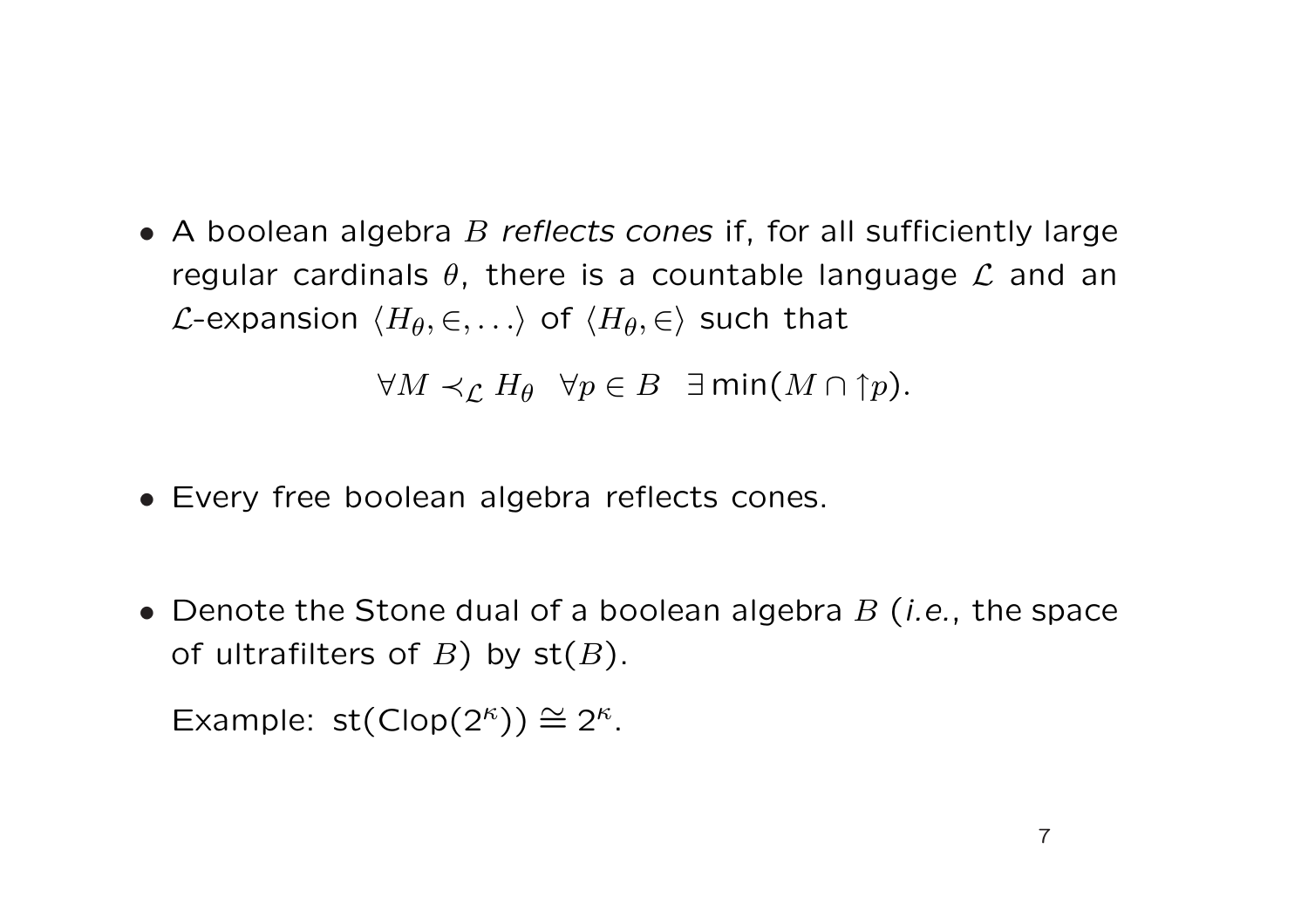- A boolean algebra $B$ *reflects cones* if, for all sufficiently large regular cardinals $\theta$, there is a countable language $\mathcal{L}$ and an $\mathcal{L}$-expansion $\langle H_\theta, \in, \ldots \rangle$ of $\langle H_\theta, \in \rangle$ such that

$$\forall M \prec_{\mathcal{L}} H_\theta \ \ \forall p \in B \ \ \exists \min(M \cap {\uparrow} p).$$

- Every free boolean algebra reflects cones.

- Denote the Stone dual of a boolean algebra $B$ (*i.e.*, the space of ultrafilters of $B$) by $\mathrm{st}(B)$.

  Example: $\mathrm{st}(\mathrm{Clop}(2^\kappa)) \cong 2^\kappa$.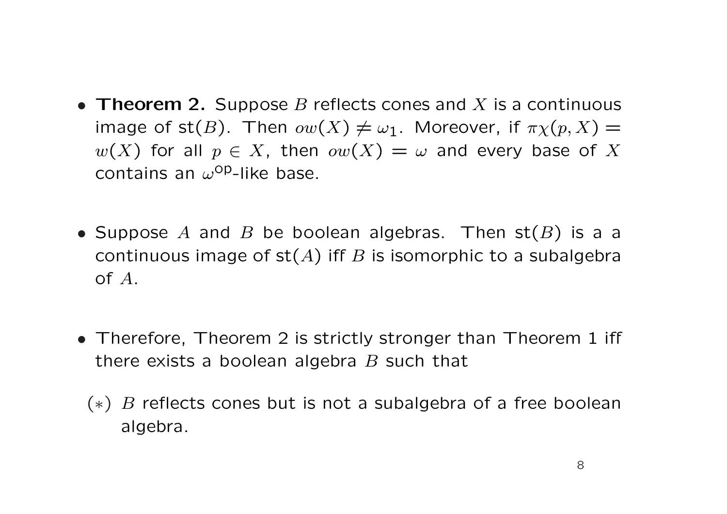- **Theorem 2.** Suppose $B$ reflects cones and $X$ is a continuous image of st$(B)$. Then $ow(X) \neq \omega_1$. Moreover, if $\pi\chi(p, X) = w(X)$ for all $p \in X$, then $ow(X) = \omega$ and every base of $X$ contains an $\omega^{\mathrm{op}}$-like base.

- Suppose $A$ and $B$ be boolean algebras. Then st$(B)$ is a a continuous image of st$(A)$ iff $B$ is isomorphic to a subalgebra of $A$.

- Therefore, Theorem 2 is strictly stronger than Theorem 1 iff there exists a boolean algebra $B$ such that

  $(*)$ $B$ reflects cones but is not a subalgebra of a free boolean algebra.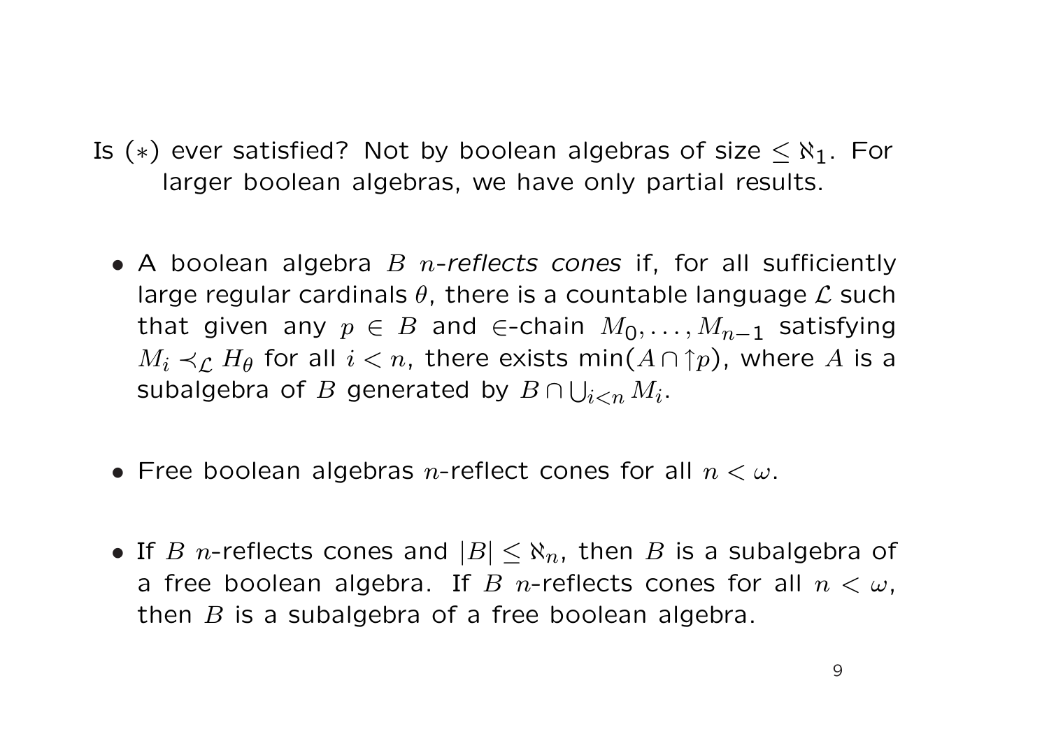Is $(*)$ ever satisfied? Not by boolean algebras of size $\leq \aleph_1$. For larger boolean algebras, we have only partial results.

- A boolean algebra $B$ *$n$-reflects cones* if, for all sufficiently large regular cardinals $\theta$, there is a countable language $\mathcal{L}$ such that given any $p \in B$ and $\in$-chain $M_0, \ldots, M_{n-1}$ satisfying $M_i \prec_{\mathcal{L}} H_\theta$ for all $i < n$, there exists $\min(A \cap \uparrow p)$, where $A$ is a subalgebra of $B$ generated by $B \cap \bigcup_{i<n} M_i$.

- Free boolean algebras $n$-reflect cones for all $n < \omega$.

- If $B$ $n$-reflects cones and $|B| \leq \aleph_n$, then $B$ is a subalgebra of a free boolean algebra. If $B$ $n$-reflects cones for all $n < \omega$, then $B$ is a subalgebra of a free boolean algebra.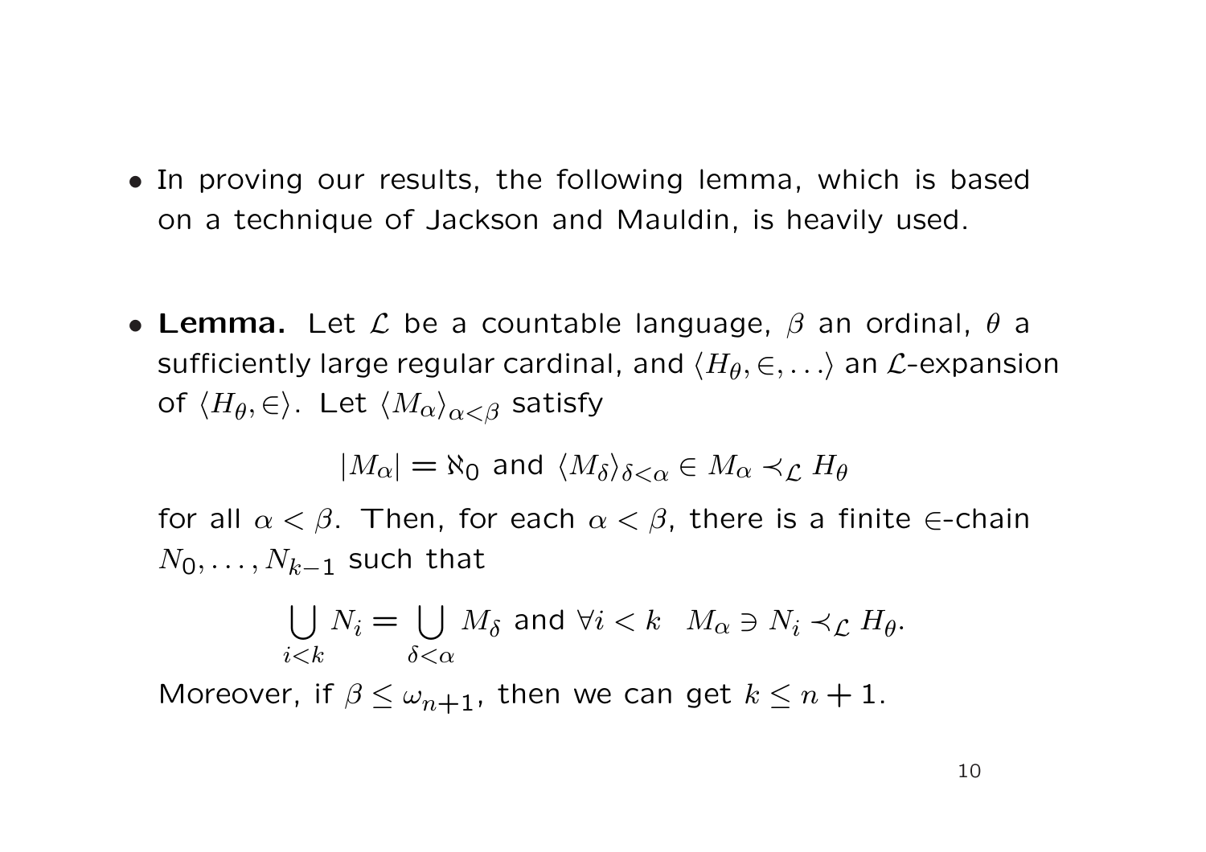- In proving our results, the following lemma, which is based on a technique of Jackson and Mauldin, is heavily used.

- **Lemma.** Let $\mathcal{L}$ be a countable language, $\beta$ an ordinal, $\theta$ a sufficiently large regular cardinal, and $\langle H_\theta, \in, \ldots \rangle$ an $\mathcal{L}$-expansion of $\langle H_\theta, \in \rangle$. Let $\langle M_\alpha \rangle_{\alpha < \beta}$ satisfy

$$|M_\alpha| = \aleph_0 \text{ and } \langle M_\delta \rangle_{\delta < \alpha} \in M_\alpha \prec_{\mathcal{L}} H_\theta$$

for all $\alpha < \beta$. Then, for each $\alpha < \beta$, there is a finite $\in$-chain $N_0, \ldots, N_{k-1}$ such that

$$\bigcup_{i<k} N_i = \bigcup_{\delta < \alpha} M_\delta \text{ and } \forall i < k \quad M_\alpha \ni N_i \prec_{\mathcal{L}} H_\theta.$$

Moreover, if $\beta \leq \omega_{n+1}$, then we can get $k \leq n + 1$.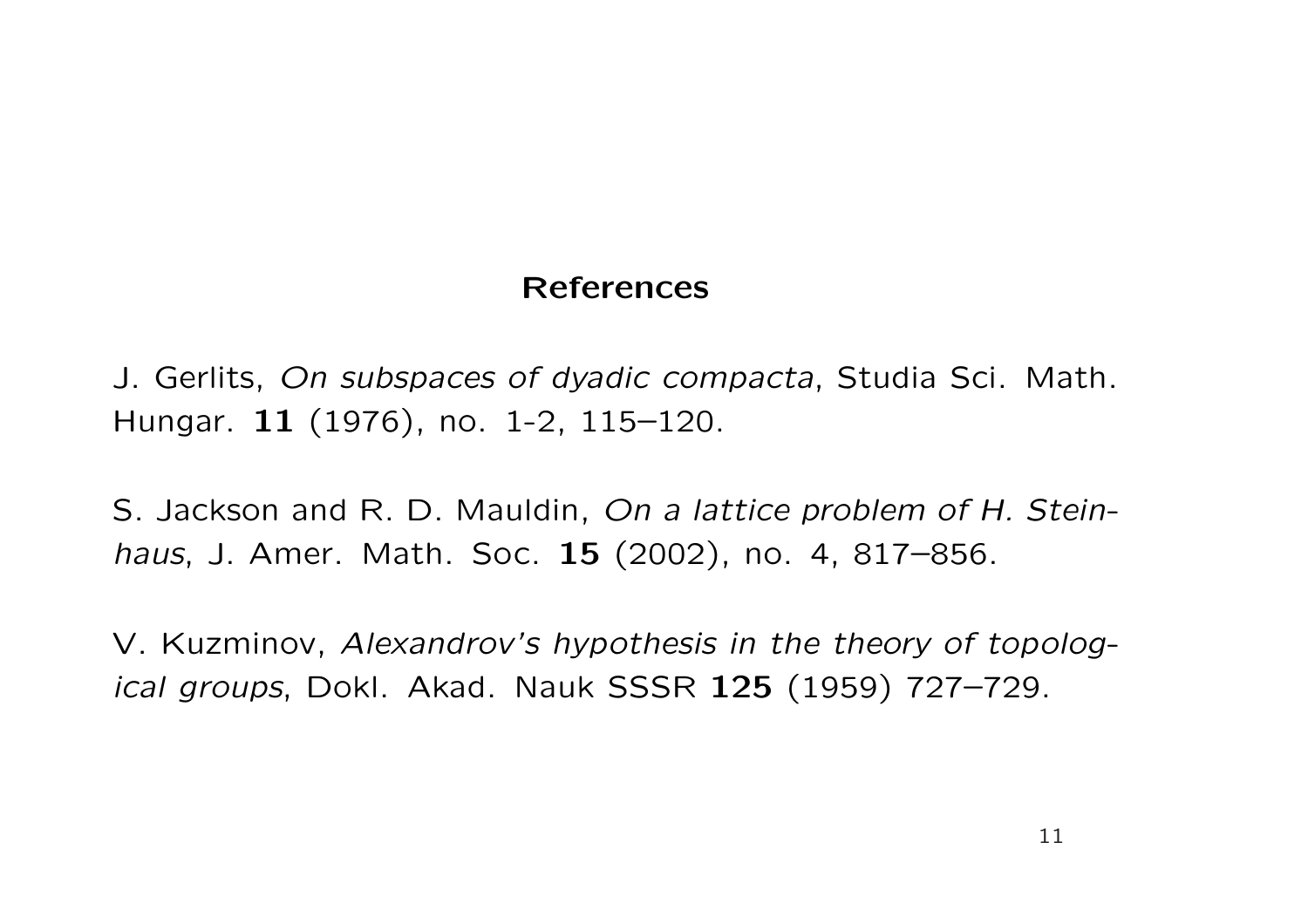## References

J. Gerlits, *On subspaces of dyadic compacta*, Studia Sci. Math. Hungar. **11** (1976), no. 1-2, 115–120.

S. Jackson and R. D. Mauldin, *On a lattice problem of H. Steinhaus*, J. Amer. Math. Soc. **15** (2002), no. 4, 817–856.

V. Kuzminov, *Alexandrov's hypothesis in the theory of topological groups*, Dokl. Akad. Nauk SSSR **125** (1959) 727–729.